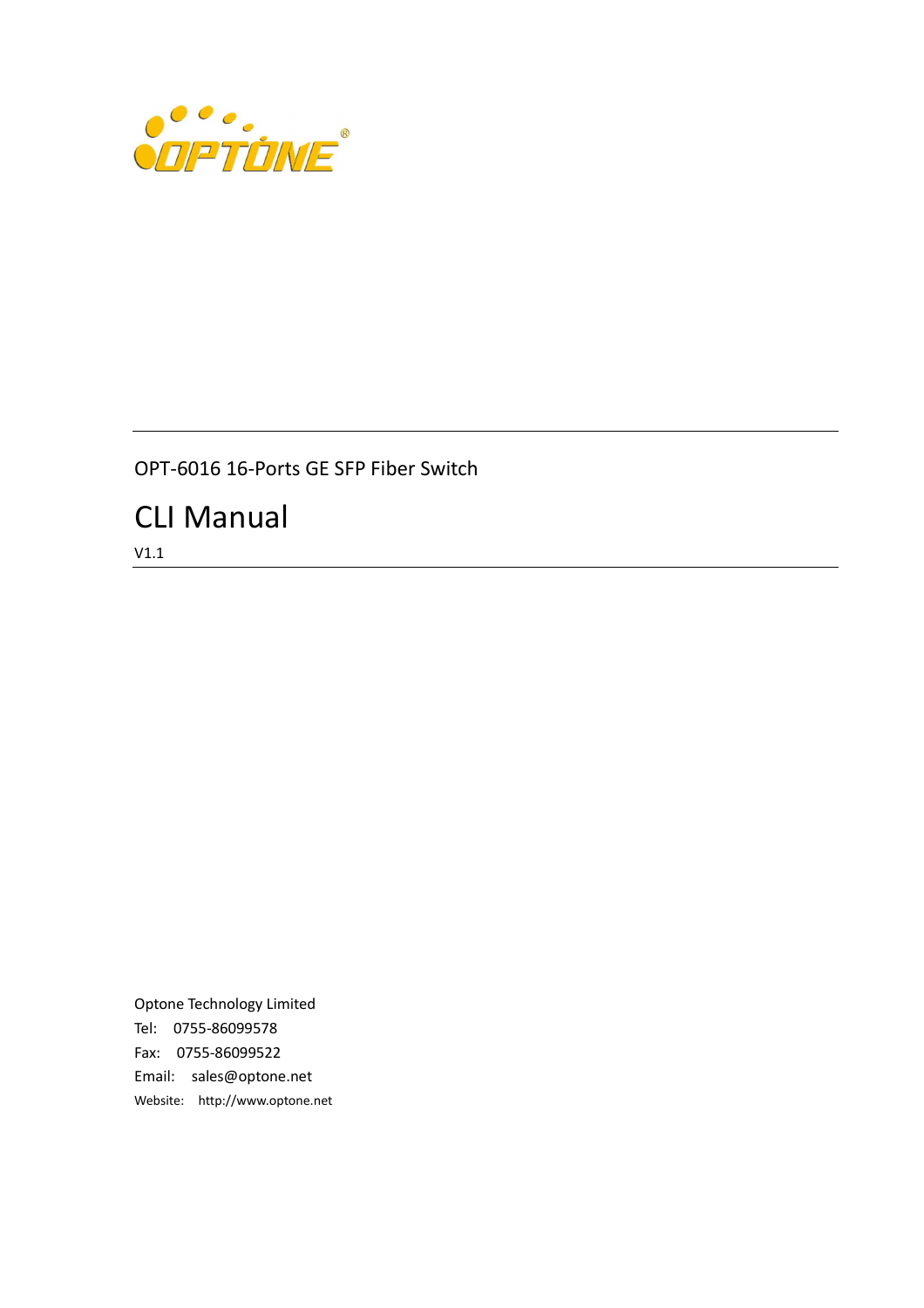OPT-6016 16-Ports GE SFP Fiber Switch

# CLI Manual

V1.1

Optone Technology Limited

Tel: 0755-86099578

Fax: 0755-86099522

Email: sales@optone.net

Website: http://www.optone.net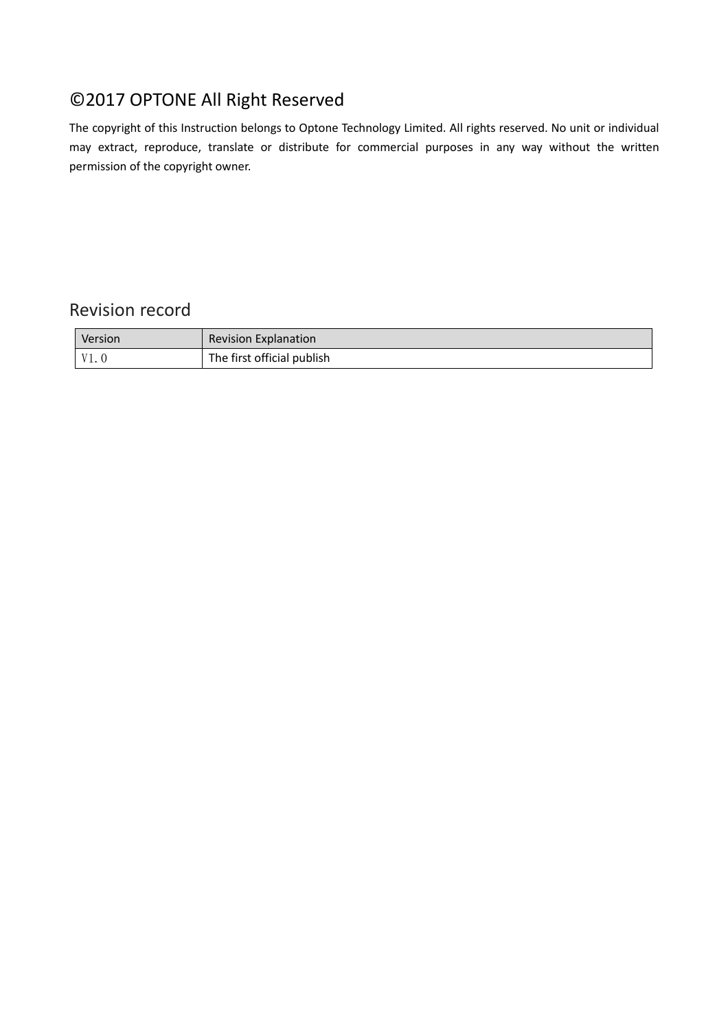# ©2017 OPTONE All Right Reserved

The copyright of this Instruction belongs to Optone Technology Limited. All rights reserved. No unit or individual may extract, reproduce, translate or distribute for commercial purposes in any way without the written permission of the copyright owner.

## Revision record

| Version | Revision Explanation |
|---|---|
| V1.0 | The first official publish |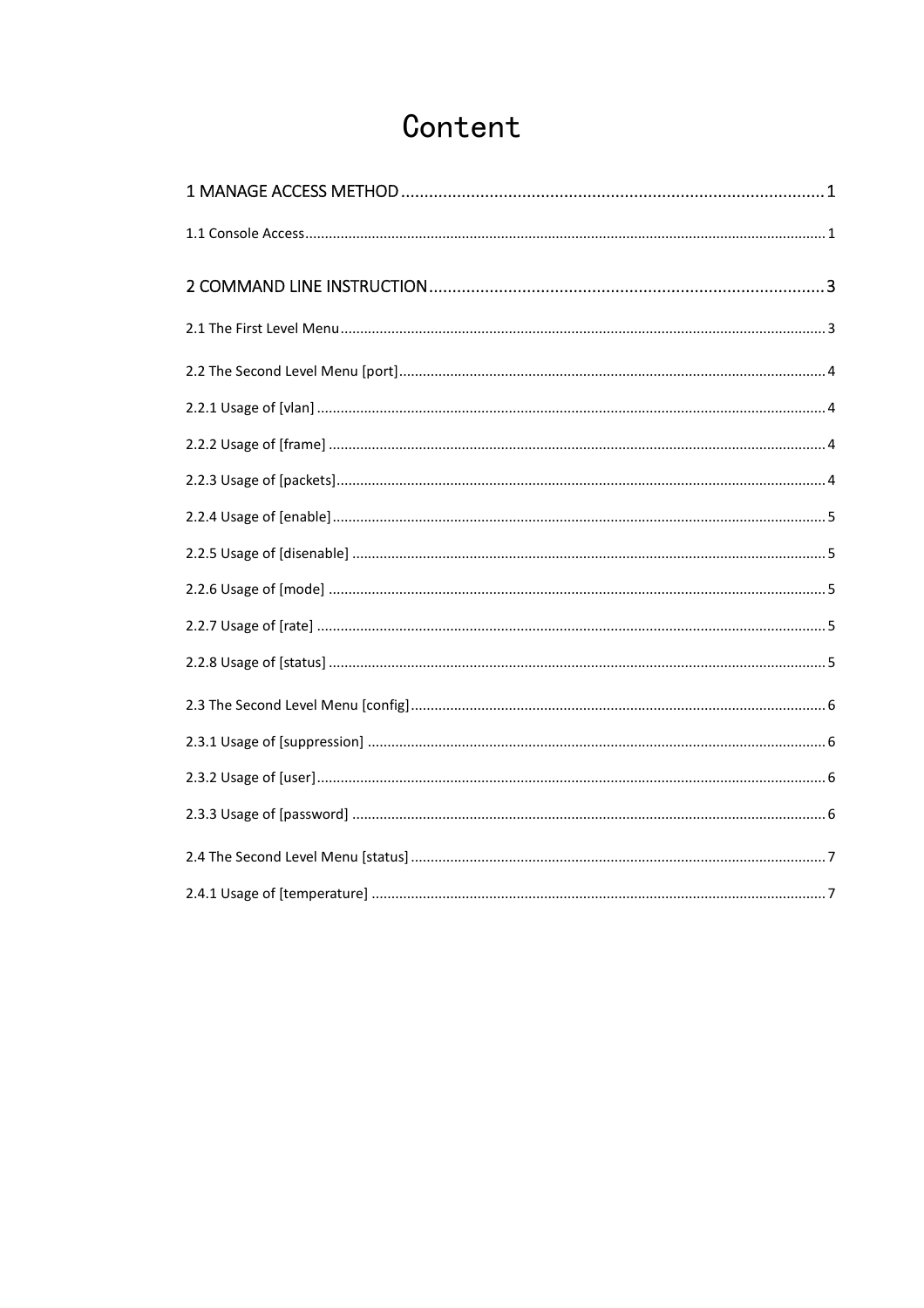# Content

1 MANAGE ACCESS METHOD ........................................................................................ 1

1.1 Console Access ........................................................................................ 1

2 COMMAND LINE INSTRUCTION ........................................................................................ 3

2.1 The First Level Menu ........................................................................................ 3

2.2 The Second Level Menu [port] ........................................................................................ 4

2.2.1 Usage of [vlan] ........................................................................................ 4

2.2.2 Usage of [frame] ........................................................................................ 4

2.2.3 Usage of [packets] ........................................................................................ 4

2.2.4 Usage of [enable] ........................................................................................ 5

2.2.5 Usage of [disenable] ........................................................................................ 5

2.2.6 Usage of [mode] ........................................................................................ 5

2.2.7 Usage of [rate] ........................................................................................ 5

2.2.8 Usage of [status] ........................................................................................ 5

2.3 The Second Level Menu [config] ........................................................................................ 6

2.3.1 Usage of [suppression] ........................................................................................ 6

2.3.2 Usage of [user] ........................................................................................ 6

2.3.3 Usage of [password] ........................................................................................ 6

2.4 The Second Level Menu [status] ........................................................................................ 7

2.4.1 Usage of [temperature] ........................................................................................ 7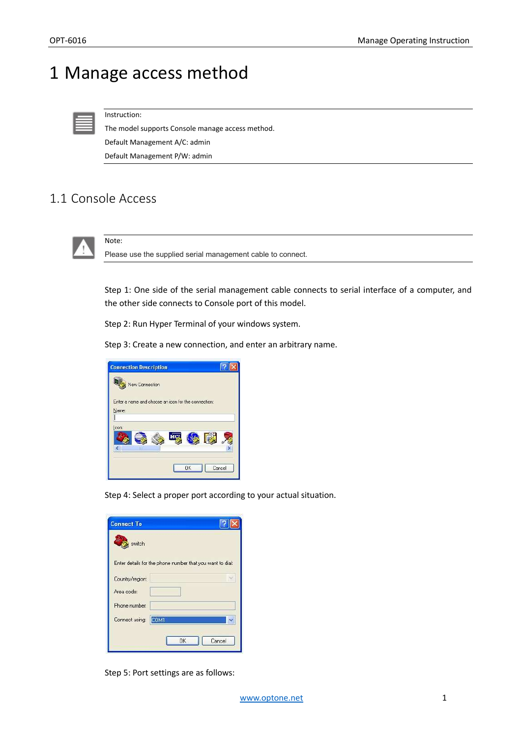# 1 Manage access method

Instruction:

The model supports Console manage access method.

Default Management A/C: admin

Default Management P/W: admin

## 1.1 Console Access

Note:

Please use the supplied serial management cable to connect.

Step 1: One side of the serial management cable connects to serial interface of a computer, and the other side connects to Console port of this model.

Step 2: Run Hyper Terminal of your windows system.

Step 3: Create a new connection, and enter an arbitrary name.

Step 4: Select a proper port according to your actual situation.

Step 5: Port settings are as follows: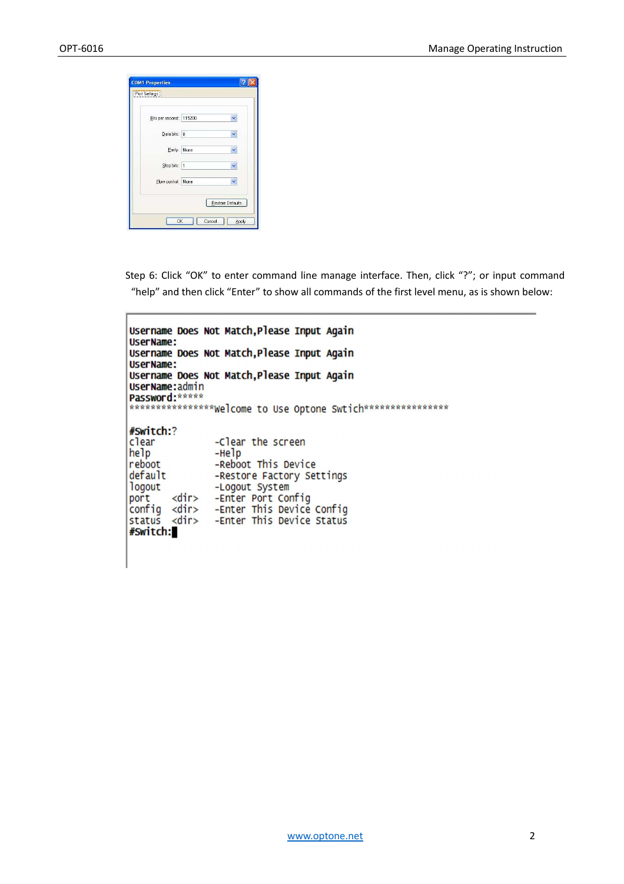Step 6: Click “OK” to enter command line manage interface. Then, click “?”; or input command “help” and then click “Enter” to show all commands of the first level menu, as is shown below:

```
Username Does Not Match,Please Input Again
UserName:
Username Does Not Match,Please Input Again
UserName:
Username Does Not Match,Please Input Again
UserName:admin
Password:*****
***************Welcome to Use Optone Swtich***************

#Switch:?
clear           -Clear the screen
help            -Help
reboot          -Reboot This Device
default         -Restore Factory Settings
logout          -Logout System
port    <dir>   -Enter Port Config
config  <dir>   -Enter This Device Config
status  <dir>   -Enter This Device Status
#Switch:
```

www.optone.net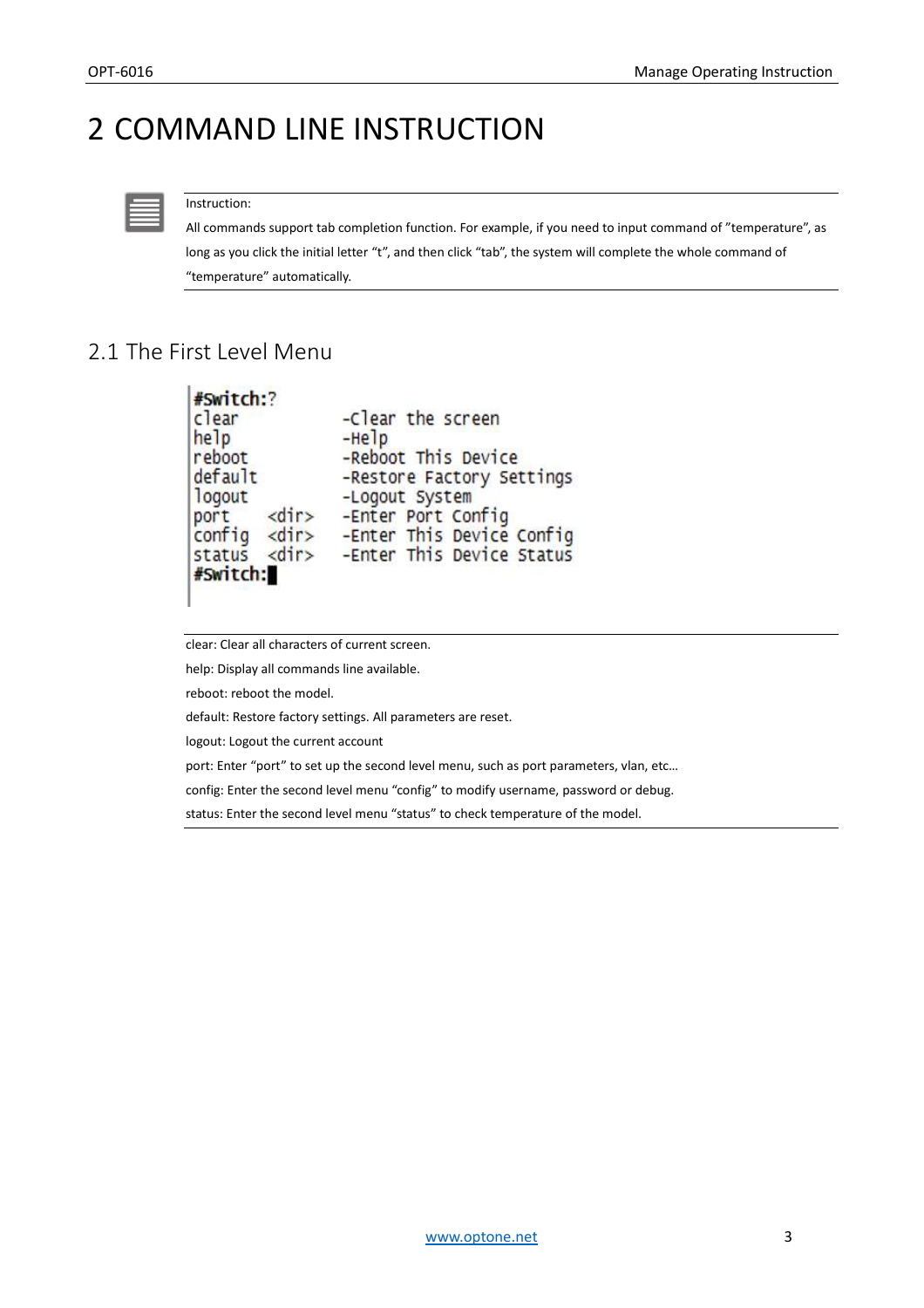# 2 COMMAND LINE INSTRUCTION

Instruction:

All commands support tab completion function. For example, if you need to input command of "temperature", as long as you click the initial letter "t", and then click "tab", the system will complete the whole command of "temperature" automatically.

## 2.1 The First Level Menu

```
#Switch:?
clear            -Clear the screen
help             -Help
reboot           -Reboot This Device
default          -Restore Factory Settings
logout           -Logout System
port    <dir>    -Enter Port Config
config  <dir>    -Enter This Device Config
status  <dir>    -Enter This Device Status
#Switch:
```

clear: Clear all characters of current screen.

help: Display all commands line available.

reboot: reboot the model.

default: Restore factory settings. All parameters are reset.

logout: Logout the current account

port: Enter "port" to set up the second level menu, such as port parameters, vlan, etc…

config: Enter the second level menu "config" to modify username, password or debug.

status: Enter the second level menu "status" to check temperature of the model.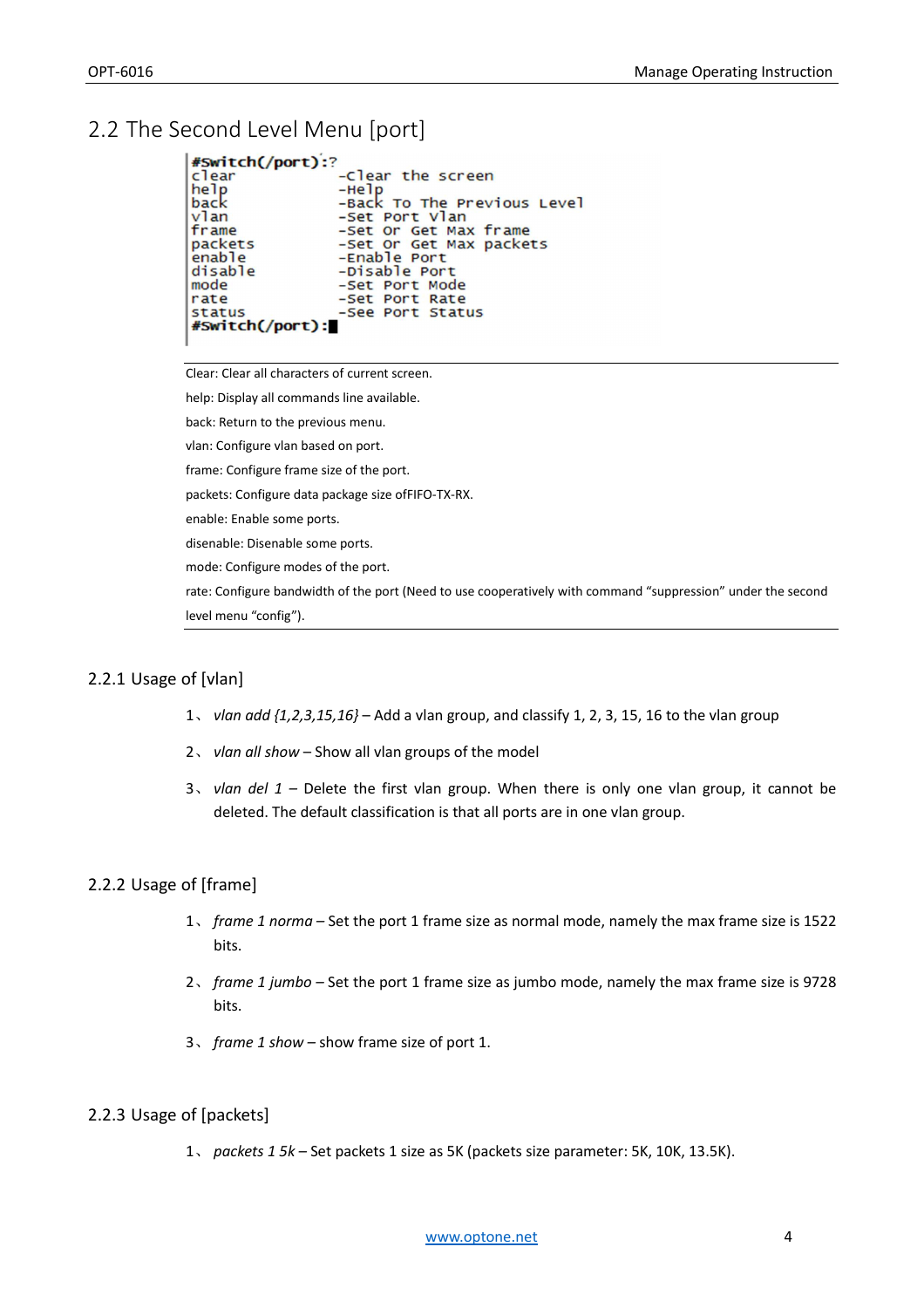## 2.2 The Second Level Menu [port]

```
#Switch(/port):?
clear              -Clear the screen
help               -Help
back               -Back To The Previous Level
vlan               -Set Port Vlan
frame              -Set Or Get Max frame
packets            -Set Or Get Max packets
enable             -Enable Port
disable            -Disable Port
mode               -Set Port Mode
rate               -Set Port Rate
status             -See Port Status
#Switch(/port):
```

Clear: Clear all characters of current screen.

help: Display all commands line available.

back: Return to the previous menu.

vlan: Configure vlan based on port.

frame: Configure frame size of the port.

packets: Configure data package size ofFIFO-TX-RX.

enable: Enable some ports.

disenable: Disenable some ports.

mode: Configure modes of the port.

rate: Configure bandwidth of the port (Need to use cooperatively with command “suppression” under the second level menu “config”).

### 2.2.1 Usage of [vlan]

1、 *vlan add {1,2,3,15,16}* – Add a vlan group, and classify 1, 2, 3, 15, 16 to the vlan group

2、 *vlan all show* – Show all vlan groups of the model

3、 *vlan del 1* – Delete the first vlan group. When there is only one vlan group, it cannot be deleted. The default classification is that all ports are in one vlan group.

### 2.2.2 Usage of [frame]

1、 *frame 1 norma* – Set the port 1 frame size as normal mode, namely the max frame size is 1522 bits.

2、 *frame 1 jumbo* – Set the port 1 frame size as jumbo mode, namely the max frame size is 9728 bits.

3、 *frame 1 show* – show frame size of port 1.

### 2.2.3 Usage of [packets]

1、 *packets 1 5k* – Set packets 1 size as 5K (packets size parameter: 5K, 10K, 13.5K).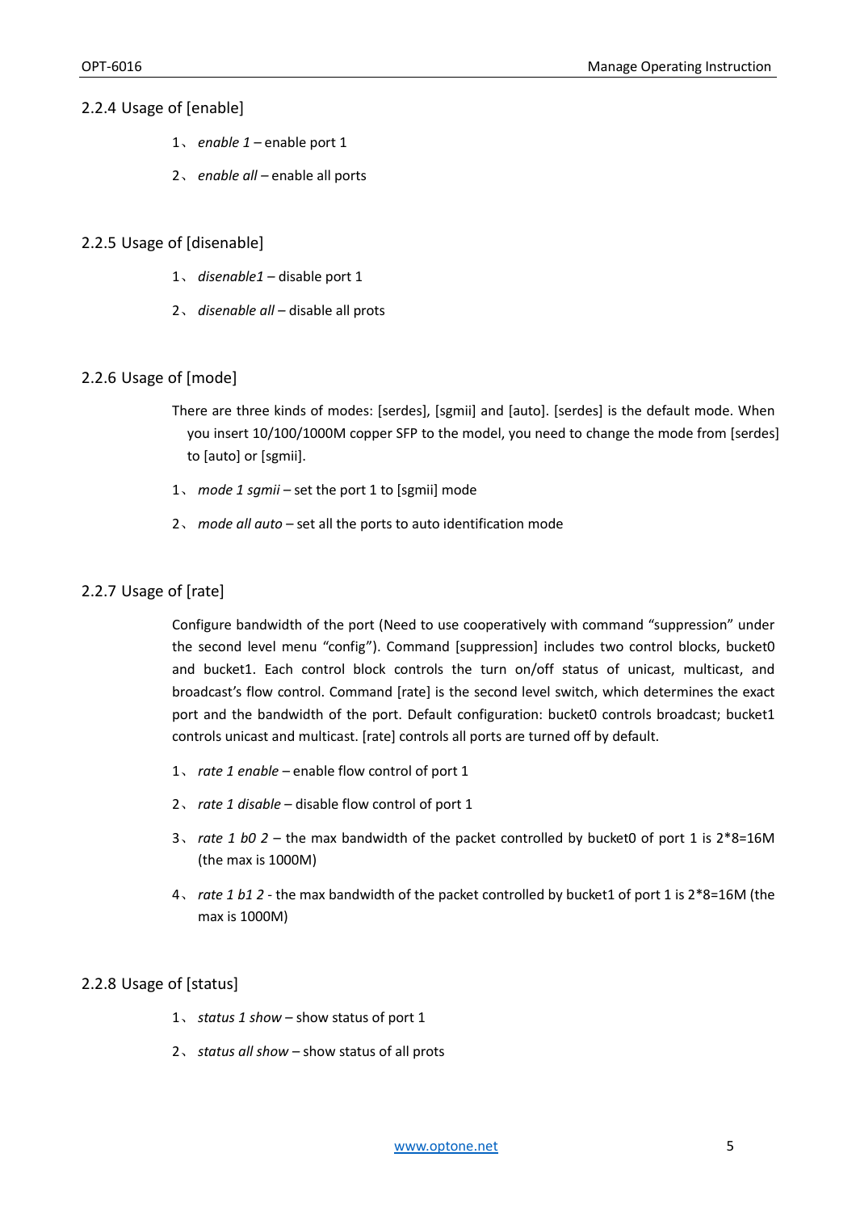### 2.2.4 Usage of [enable]

1、 *enable 1* – enable port 1

2、 *enable all* – enable all ports

### 2.2.5 Usage of [disenable]

1、 *disenable1* – disable port 1

2、 *disenable all* – disable all prots

### 2.2.6 Usage of [mode]

There are three kinds of modes: [serdes], [sgmii] and [auto]. [serdes] is the default mode. When you insert 10/100/1000M copper SFP to the model, you need to change the mode from [serdes] to [auto] or [sgmii].

1、 *mode 1 sgmii* – set the port 1 to [sgmii] mode

2、 *mode all auto* – set all the ports to auto identification mode

### 2.2.7 Usage of [rate]

Configure bandwidth of the port (Need to use cooperatively with command "suppression" under the second level menu "config"). Command [suppression] includes two control blocks, bucket0 and bucket1. Each control block controls the turn on/off status of unicast, multicast, and broadcast's flow control. Command [rate] is the second level switch, which determines the exact port and the bandwidth of the port. Default configuration: bucket0 controls broadcast; bucket1 controls unicast and multicast. [rate] controls all ports are turned off by default.

1、 *rate 1 enable* – enable flow control of port 1

2、 *rate 1 disable* – disable flow control of port 1

3、 *rate 1 b0 2* – the max bandwidth of the packet controlled by bucket0 of port 1 is 2*8=16M (the max is 1000M)

4、 *rate 1 b1 2* - the max bandwidth of the packet controlled by bucket1 of port 1 is 2*8=16M (the max is 1000M)

### 2.2.8 Usage of [status]

1、 *status 1 show* – show status of port 1

2、 *status all show* – show status of all prots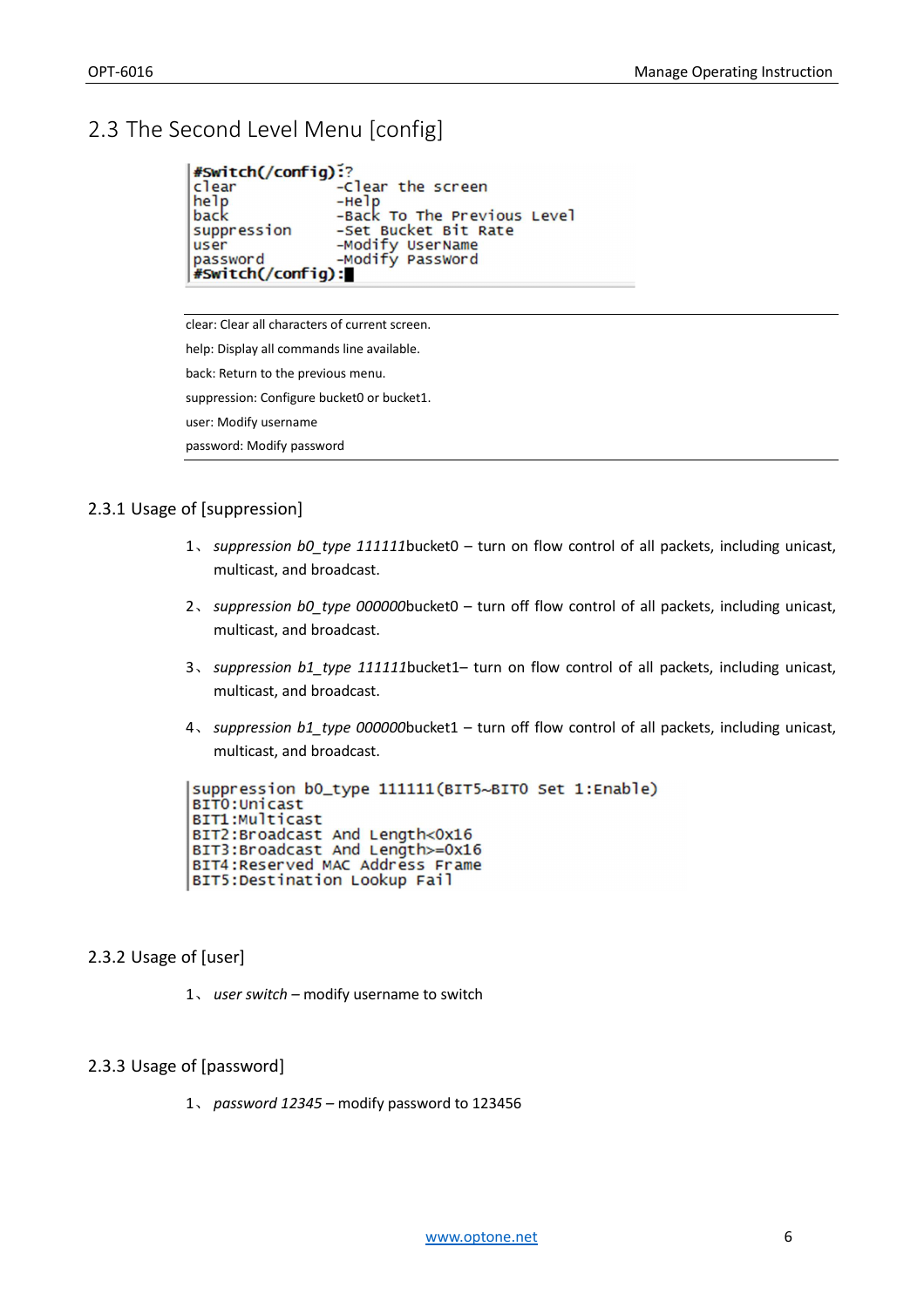## 2.3 The Second Level Menu [config]

```
#Switch(/config):?
clear            -Clear the screen
help             -Help
back             -Back To The Previous Level
suppression      -Set Bucket Bit Rate
user             -Modify UserName
password         -Modify Password
#Switch(/config):
```

clear: Clear all characters of current screen.

help: Display all commands line available.

back: Return to the previous menu.

suppression: Configure bucket0 or bucket1.

user: Modify username

password: Modify password

### 2.3.1 Usage of [suppression]

1、 *suppression b0_type 111111*bucket0 – turn on flow control of all packets, including unicast, multicast, and broadcast.

2、 *suppression b0_type 000000*bucket0 – turn off flow control of all packets, including unicast, multicast, and broadcast.

3、 *suppression b1_type 111111*bucket1– turn on flow control of all packets, including unicast, multicast, and broadcast.

4、 *suppression b1_type 000000*bucket1 – turn off flow control of all packets, including unicast, multicast, and broadcast.

```
suppression b0_type 111111(BIT5~BIT0 Set 1:Enable)
BIT0:Unicast
BIT1:Multicast
BIT2:Broadcast And Length<0x16
BIT3:Broadcast And Length>=0x16
BIT4:Reserved MAC Address Frame
BIT5:Destination Lookup Fail
```

### 2.3.2 Usage of [user]

1、 *user switch* – modify username to switch

### 2.3.3 Usage of [password]

1、 *password 12345* – modify password to 123456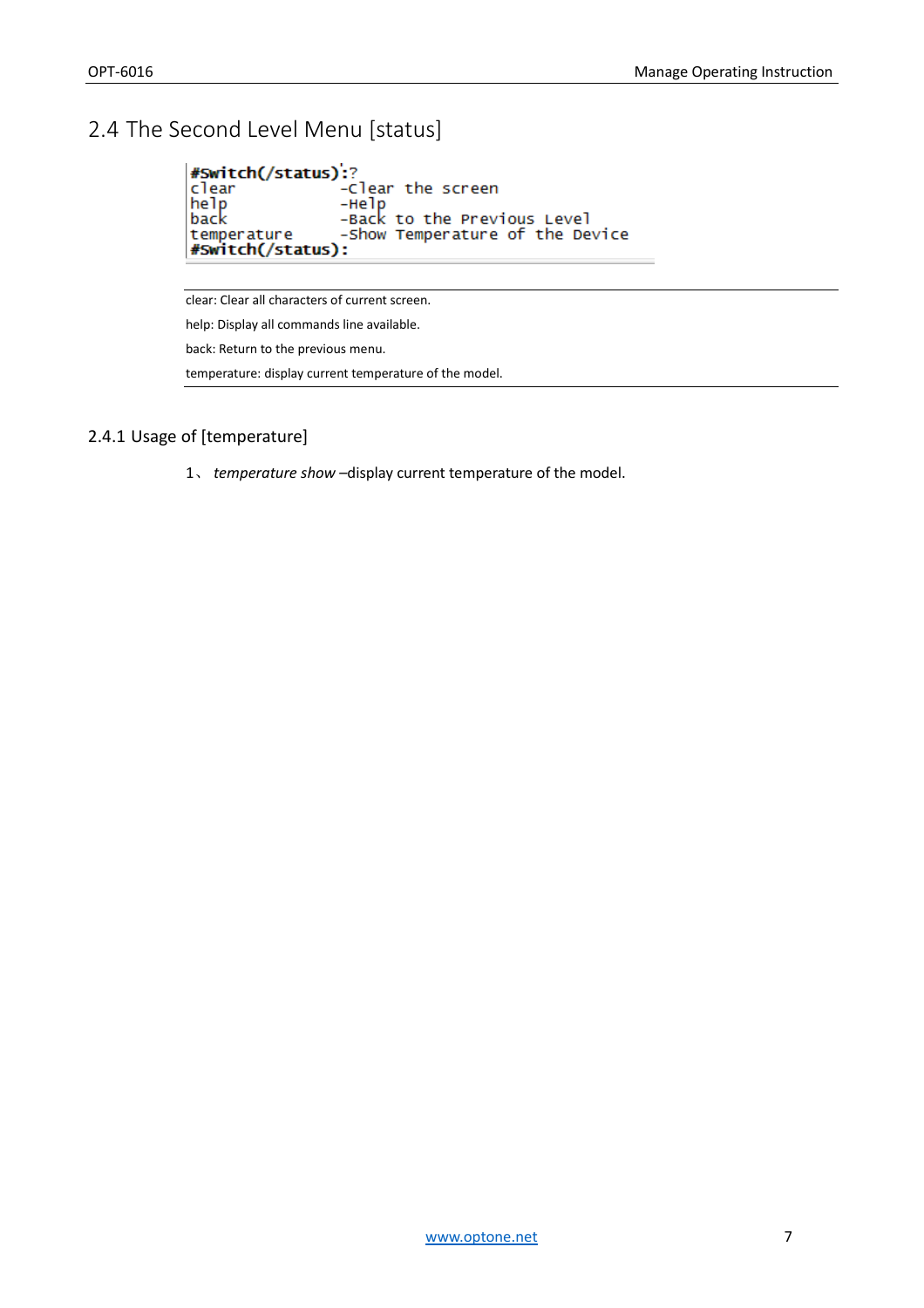## 2.4 The Second Level Menu [status]

```
#Switch(/status):?
clear            -Clear the screen
help             -Help
back             -Back to the Previous Level
temperature      -Show Temperature of the Device
#Switch(/status):
```

clear: Clear all characters of current screen.

help: Display all commands line available.

back: Return to the previous menu.

temperature: display current temperature of the model.

### 2.4.1 Usage of [temperature]

1、 *temperature show* –display current temperature of the model.